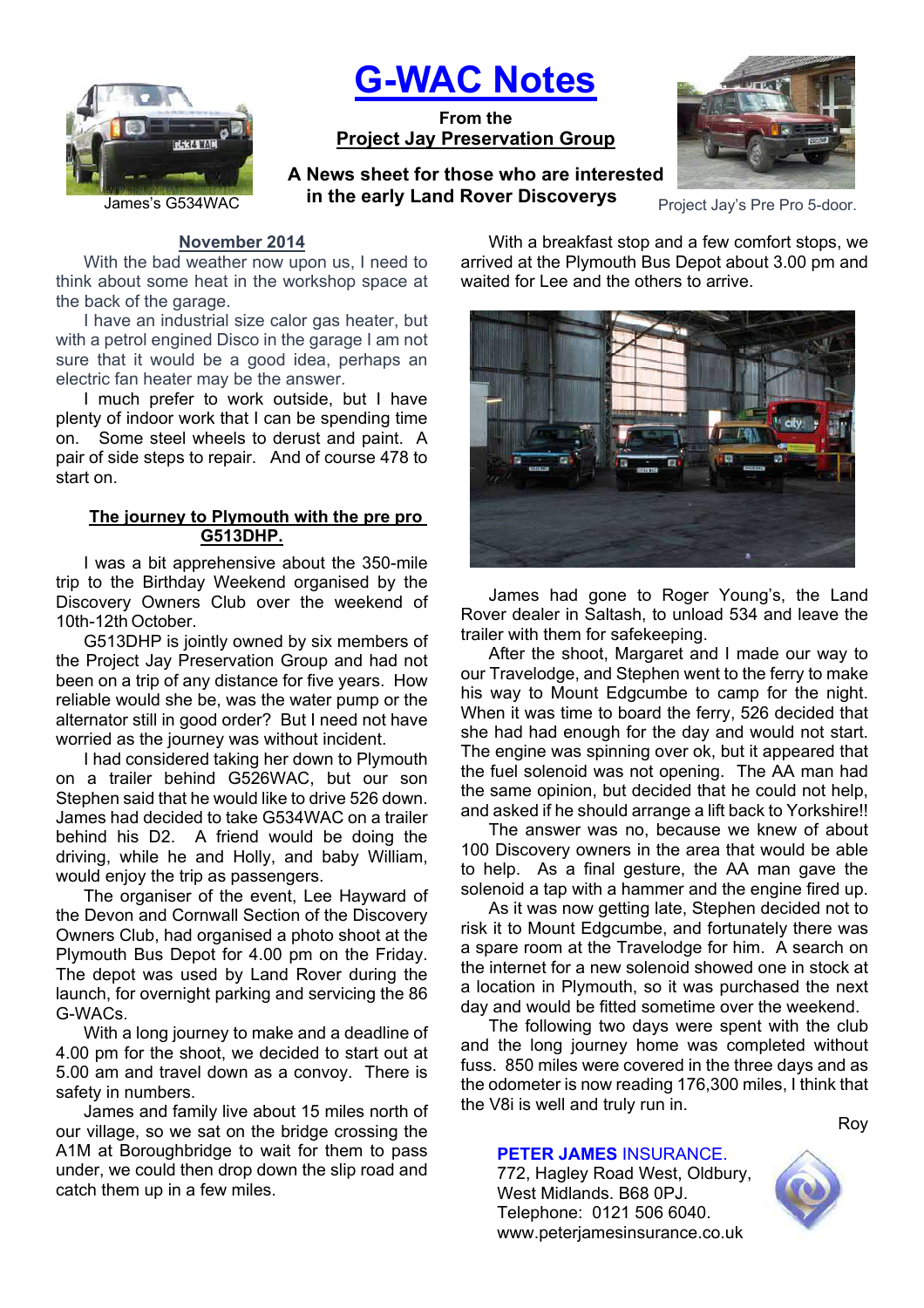# G-WAC Notes

**From the**
**Project Jay Preservation Group**

**A News sheet for those who are interested in the early Land Rover Discoverys**

James's G534WAC

Project Jay's Pre Pro 5-door.

## November 2014

With the bad weather now upon us, I need to think about some heat in the workshop space at the back of the garage.

I have an industrial size calor gas heater, but with a petrol engined Disco in the garage I am not sure that it would be a good idea, perhaps an electric fan heater may be the answer.

I much prefer to work outside, but I have plenty of indoor work that I can be spending time on. Some steel wheels to derust and paint. A pair of side steps to repair. And of course 478 to start on.

### The journey to Plymouth with the pre pro G513DHP.

I was a bit apprehensive about the 350-mile trip to the Birthday Weekend organised by the Discovery Owners Club over the weekend of 10th-12th October.

G513DHP is jointly owned by six members of the Project Jay Preservation Group and had not been on a trip of any distance for five years. How reliable would she be, was the water pump or the alternator still in good order? But I need not have worried as the journey was without incident.

I had considered taking her down to Plymouth on a trailer behind G526WAC, but our son Stephen said that he would like to drive 526 down. James had decided to take G534WAC on a trailer behind his D2. A friend would be doing the driving, while he and Holly, and baby William, would enjoy the trip as passengers.

The organiser of the event, Lee Hayward of the Devon and Cornwall Section of the Discovery Owners Club, had organised a photo shoot at the Plymouth Bus Depot for 4.00 pm on the Friday. The depot was used by Land Rover during the launch, for overnight parking and servicing the 86 G-WACs.

With a long journey to make and a deadline of 4.00 pm for the shoot, we decided to start out at 5.00 am and travel down as a convoy. There is safety in numbers.

James and family live about 15 miles north of our village, so we sat on the bridge crossing the A1M at Boroughbridge to wait for them to pass under, we could then drop down the slip road and catch them up in a few miles.

With a breakfast stop and a few comfort stops, we arrived at the Plymouth Bus Depot about 3.00 pm and waited for Lee and the others to arrive.

James had gone to Roger Young's, the Land Rover dealer in Saltash, to unload 534 and leave the trailer with them for safekeeping.

After the shoot, Margaret and I made our way to our Travelodge, and Stephen went to the ferry to make his way to Mount Edgcumbe to camp for the night. When it was time to board the ferry, 526 decided that she had had enough for the day and would not start. The engine was spinning over ok, but it appeared that the fuel solenoid was not opening. The AA man had the same opinion, but decided that he could not help, and asked if he should arrange a lift back to Yorkshire!!

The answer was no, because we knew of about 100 Discovery owners in the area that would be able to help. As a final gesture, the AA man gave the solenoid a tap with a hammer and the engine fired up.

As it was now getting late, Stephen decided not to risk it to Mount Edgcumbe, and fortunately there was a spare room at the Travelodge for him. A search on the internet for a new solenoid showed one in stock at a location in Plymouth, so it was purchased the next day and would be fitted sometime over the weekend.

The following two days were spent with the club and the long journey home was completed without fuss. 850 miles were covered in the three days and as the odometer is now reading 176,300 miles, I think that the V8i is well and truly run in.

Roy

**PETER JAMES** INSURANCE.
772, Hagley Road West, Oldbury,
West Midlands. B68 0PJ.
Telephone: 0121 506 6040.
www.peterjamesinsurance.co.uk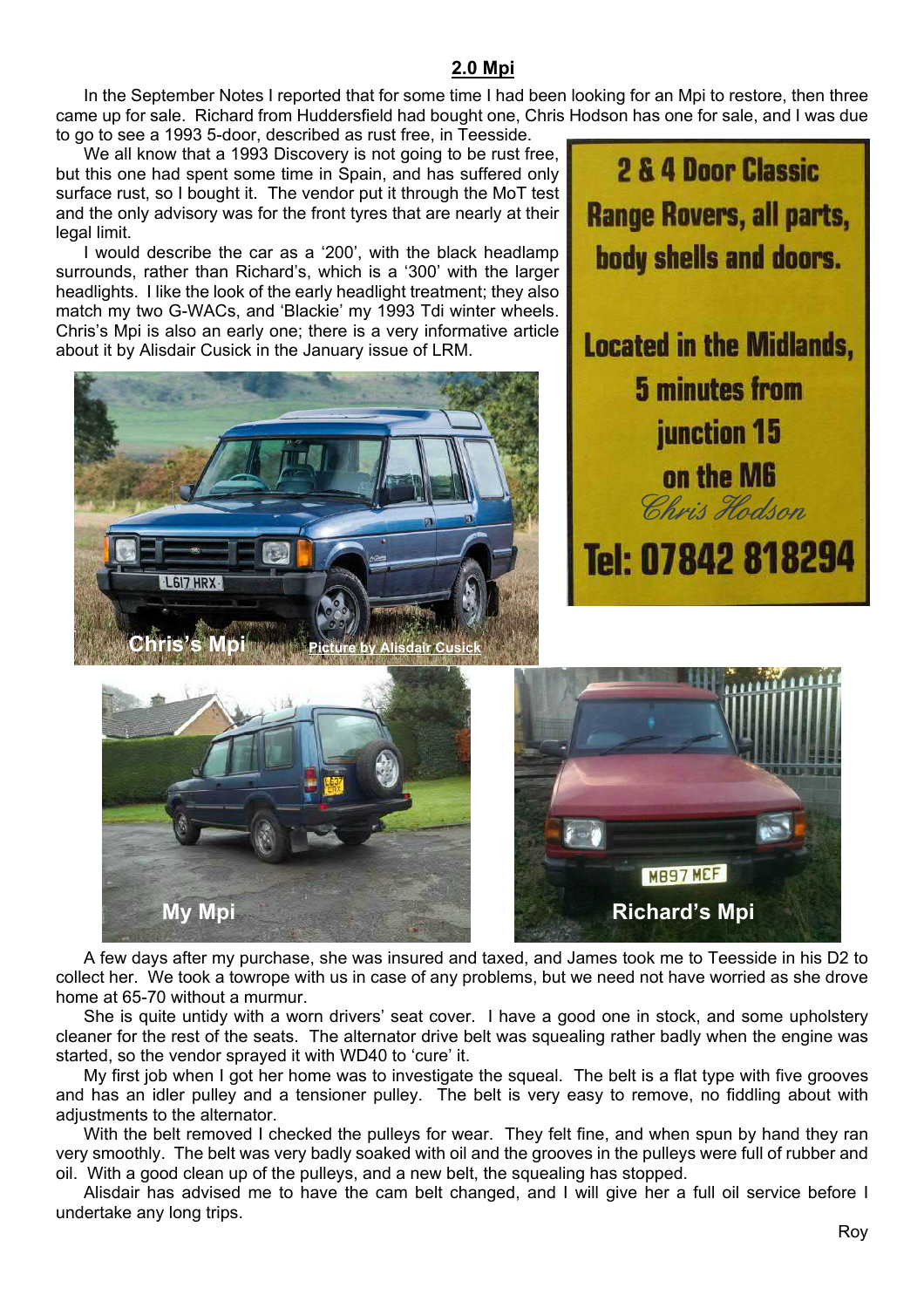## 2.0 Mpi

In the September Notes I reported that for some time I had been looking for an Mpi to restore, then three came up for sale. Richard from Huddersfield had bought one, Chris Hodson has one for sale, and I was due to go to see a 1993 5-door, described as rust free, in Teesside.

We all know that a 1993 Discovery is not going to be rust free, but this one had spent some time in Spain, and has suffered only surface rust, so I bought it. The vendor put it through the MoT test and the only advisory was for the front tyres that are nearly at their legal limit.

I would describe the car as a '200', with the black headlamp surrounds, rather than Richard's, which is a '300' with the larger headlights. I like the look of the early headlight treatment; they also match my two G-WACs, and 'Blackie' my 1993 Tdi winter wheels. Chris's Mpi is also an early one; there is a very informative article about it by Alisdair Cusick in the January issue of LRM.

**2 & 4 Door Classic Range Rovers, all parts, body shells and doors.**

**Located in the Midlands, 5 minutes from junction 15 on the M6**

*Chris Hodson*

**Tel: 07842 818294**

Chris's Mpi — Picture by Alisdair Cusick

My Mpi

Richard's Mpi

A few days after my purchase, she was insured and taxed, and James took me to Teesside in his D2 to collect her. We took a towrope with us in case of any problems, but we need not have worried as she drove home at 65-70 without a murmur.

She is quite untidy with a worn drivers' seat cover. I have a good one in stock, and some upholstery cleaner for the rest of the seats. The alternator drive belt was squealing rather badly when the engine was started, so the vendor sprayed it with WD40 to 'cure' it.

My first job when I got her home was to investigate the squeal. The belt is a flat type with five grooves and has an idler pulley and a tensioner pulley. The belt is very easy to remove, no fiddling about with adjustments to the alternator.

With the belt removed I checked the pulleys for wear. They felt fine, and when spun by hand they ran very smoothly. The belt was very badly soaked with oil and the grooves in the pulleys were full of rubber and oil. With a good clean up of the pulleys, and a new belt, the squealing has stopped.

Alisdair has advised me to have the cam belt changed, and I will give her a full oil service before I undertake any long trips.

Roy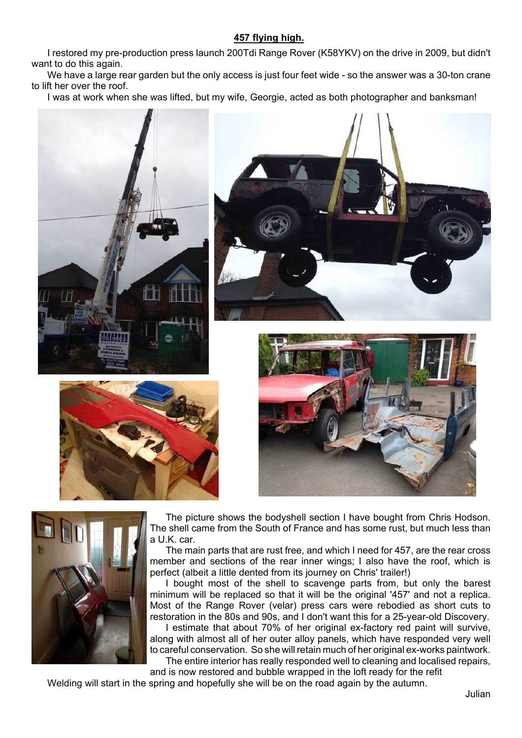## 457 flying high.

I restored my pre-production press launch 200Tdi Range Rover (K58YKV) on the drive in 2009, but didn't want to do this again.

We have a large rear garden but the only access is just four feet wide - so the answer was a 30-ton crane to lift her over the roof.

I was at work when she was lifted, but my wife, Georgie, acted as both photographer and banksman!

The picture shows the bodyshell section I have bought from Chris Hodson. The shell came from the South of France and has some rust, but much less than a U.K. car.

The main parts that are rust free, and which I need for 457, are the rear cross member and sections of the rear inner wings; I also have the roof, which is perfect (albeit a little dented from its journey on Chris' trailer!)

I bought most of the shell to scavenge parts from, but only the barest minimum will be replaced so that it will be the original '457' and not a replica. Most of the Range Rover (velar) press cars were rebodied as short cuts to restoration in the 80s and 90s, and I don't want this for a 25-year-old Discovery.

I estimate that about 70% of her original ex-factory red paint will survive, along with almost all of her outer alloy panels, which have responded very well to careful conservation. So she will retain much of her original ex-works paintwork.

The entire interior has really responded well to cleaning and localised repairs, and is now restored and bubble wrapped in the loft ready for the refit

Welding will start in the spring and hopefully she will be on the road again by the autumn.

Julian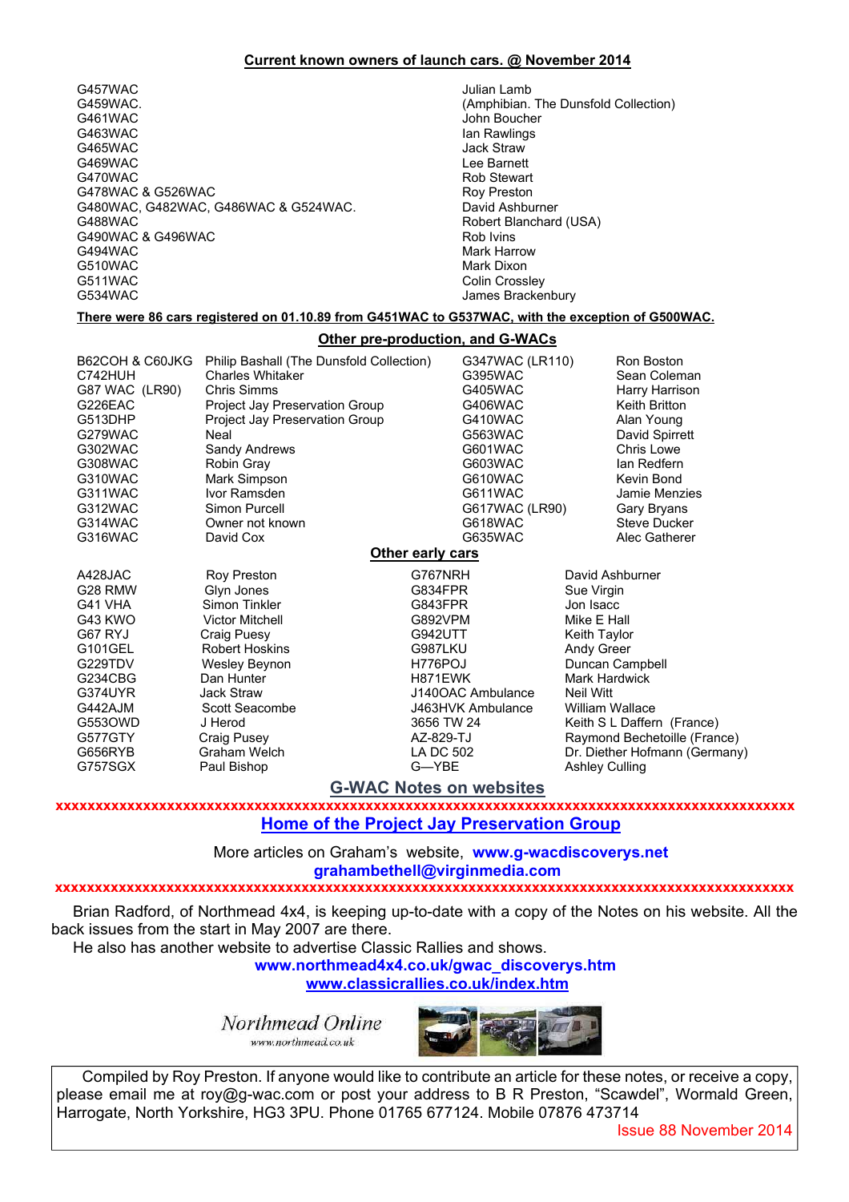## Current known owners of launch cars. @ November 2014

| | |
|---|---|
| G457WAC | Julian Lamb |
| G459WAC. | (Amphibian. The Dunsfold Collection) |
| G461WAC | John Boucher |
| G463WAC | Ian Rawlings |
| G465WAC | Jack Straw |
| G469WAC | Lee Barnett |
| G470WAC | Rob Stewart |
| G478WAC & G526WAC | Roy Preston |
| G480WAC, G482WAC, G486WAC & G524WAC. | David Ashburner |
| G488WAC | Robert Blanchard (USA) |
| G490WAC & G496WAC | Rob Ivins |
| G494WAC | Mark Harrow |
| G510WAC | Mark Dixon |
| G511WAC | Colin Crossley |
| G534WAC | James Brackenbury |

**There were 86 cars registered on 01.10.89 from G451WAC to G537WAC, with the exception of G500WAC.**

## Other pre-production, and G-WACs

| | | | |
|---|---|---|---|
| B62COH & C60JKG | Philip Bashall (The Dunsfold Collection) | G347WAC (LR110) | Ron Boston |
| C742HUH | Charles Whitaker | G395WAC | Sean Coleman |
| G87 WAC (LR90) | Chris Simms | G405WAC | Harry Harrison |
| G226EAC | Project Jay Preservation Group | G406WAC | Keith Britton |
| G513DHP | Project Jay Preservation Group | G410WAC | Alan Young |
| G279WAC | Neal | G563WAC | David Spirrett |
| G302WAC | Sandy Andrews | G601WAC | Chris Lowe |
| G308WAC | Robin Gray | G603WAC | Ian Redfern |
| G310WAC | Mark Simpson | G610WAC | Kevin Bond |
| G311WAC | Ivor Ramsden | G611WAC | Jamie Menzies |
| G312WAC | Simon Purcell | G617WAC (LR90) | Gary Bryans |
| G314WAC | Owner not known | G618WAC | Steve Ducker |
| G316WAC | David Cox | G635WAC | Alec Gatherer |

## Other early cars

| | | | |
|---|---|---|---|
| A428JAC | Roy Preston | G767NRH | David Ashburner |
| G28 RMW | Glyn Jones | G834FPR | Sue Virgin |
| G41 VHA | Simon Tinkler | G843FPR | Jon Isacc |
| G43 KWO | Victor Mitchell | G892VPM | Mike E Hall |
| G67 RYJ | Craig Puesy | G942UTT | Keith Taylor |
| G101GEL | Robert Hoskins | G987LKU | Andy Greer |
| G229TDV | Wesley Beynon | H776POJ | Duncan Campbell |
| G234CBG | Dan Hunter | H871EWK | Mark Hardwick |
| G374UYR | Jack Straw | J140OAC Ambulance | Neil Witt |
| G442AJM | Scott Seacombe | J463HVK Ambulance | William Wallace |
| G553OWD | J Herod | 3656 TW 24 | Keith S L Daffern (France) |
| G577GTY | Craig Pusey | AZ-829-TJ | Raymond Bechetoille (France) |
| G656RYB | Graham Welch | LA DC 502 | Dr. Diether Hofmann (Germany) |
| G757SGX | Paul Bishop | G—YBE | Ashley Culling |

## G-WAC Notes on websites

xxxxxxxxxxxxxxxxxxxxxxxxxxxxxxxxxxxxxxxxxxxxxxxxxxxxxxxxxxxxxxxxxxxxxxxxxxxxxxxxxxxxxxxxx

**Home of the Project Jay Preservation Group**

More articles on Graham's website, **www.g-wacdiscoverys.net**

**grahambethell@virginmedia.com**

xxxxxxxxxxxxxxxxxxxxxxxxxxxxxxxxxxxxxxxxxxxxxxxxxxxxxxxxxxxxxxxxxxxxxxxxxxxxxxxxxxxxxxxxx

Brian Radford, of Northmead 4x4, is keeping up-to-date with a copy of the Notes on his website. All the back issues from the start in May 2007 are there.

He also has another website to advertise Classic Rallies and shows.

**www.northmead4x4.co.uk/gwac_discoverys.htm**

**www.classicrallies.co.uk/index.htm**

Northmead Online
www.northmead.co.uk

Compiled by Roy Preston. If anyone would like to contribute an article for these notes, or receive a copy, please email me at roy@g-wac.com or post your address to B R Preston, "Scawdel", Wormald Green, Harrogate, North Yorkshire, HG3 3PU. Phone 01765 677124. Mobile 07876 473714

Issue 88 November 2014